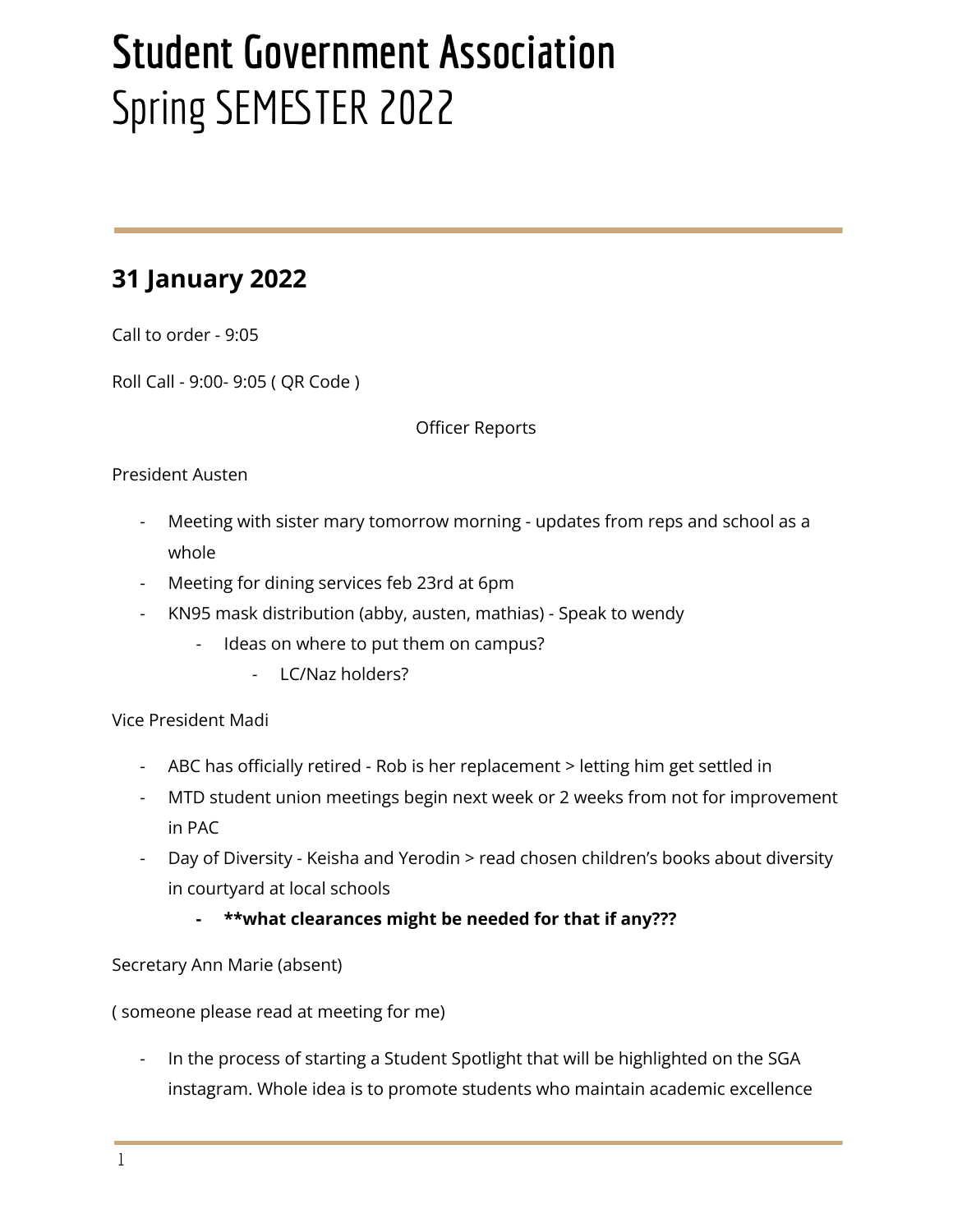# Student Government Association
# Spring SEMESTER 2022

---

## 31 January 2022

Call to order - 9:05

Roll Call - 9:00- 9:05 ( QR Code )

Officer Reports

President Austen

- Meeting with sister mary tomorrow morning - updates from reps and school as a whole
- Meeting for dining services feb 23rd at 6pm
- KN95 mask distribution (abby, austen, mathias) - Speak to wendy
    - Ideas on where to put them on campus?
        - LC/Naz holders?

Vice President Madi

- ABC has officially retired - Rob is her replacement > letting him get settled in
- MTD student union meetings begin next week or 2 weeks from not for improvement in PAC
- Day of Diversity - Keisha and Yerodin > read chosen children's books about diversity in courtyard at local schools
    - **\*\*what clearances might be needed for that if any???**

Secretary Ann Marie (absent)

( someone please read at meeting for me)

- In the process of starting a Student Spotlight that will be highlighted on the SGA instagram. Whole idea is to promote students who maintain academic excellence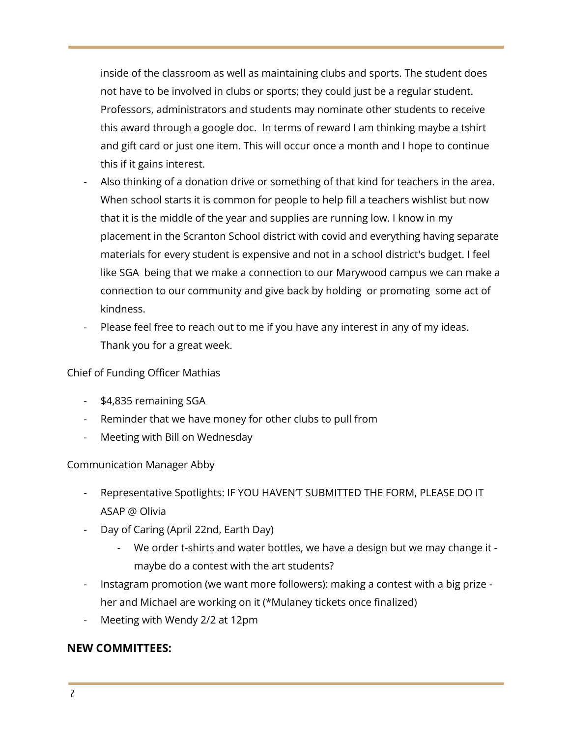inside of the classroom as well as maintaining clubs and sports. The student does not have to be involved in clubs or sports; they could just be a regular student. Professors, administrators and students may nominate other students to receive this award through a google doc. In terms of reward I am thinking maybe a tshirt and gift card or just one item. This will occur once a month and I hope to continue this if it gains interest.

- Also thinking of a donation drive or something of that kind for teachers in the area. When school starts it is common for people to help fill a teachers wishlist but now that it is the middle of the year and supplies are running low. I know in my placement in the Scranton School district with covid and everything having separate materials for every student is expensive and not in a school district's budget. I feel like SGA being that we make a connection to our Marywood campus we can make a connection to our community and give back by holding or promoting some act of kindness.
- Please feel free to reach out to me if you have any interest in any of my ideas. Thank you for a great week.

Chief of Funding Officer Mathias

- $4,835 remaining SGA
- Reminder that we have money for other clubs to pull from
- Meeting with Bill on Wednesday

Communication Manager Abby

- Representative Spotlights: IF YOU HAVEN'T SUBMITTED THE FORM, PLEASE DO IT ASAP @ Olivia
- Day of Caring (April 22nd, Earth Day)
  - We order t-shirts and water bottles, we have a design but we may change it - maybe do a contest with the art students?
- Instagram promotion (we want more followers): making a contest with a big prize - her and Michael are working on it (*Mulaney tickets once finalized)
- Meeting with Wendy 2/2 at 12pm

**NEW COMMITTEES:**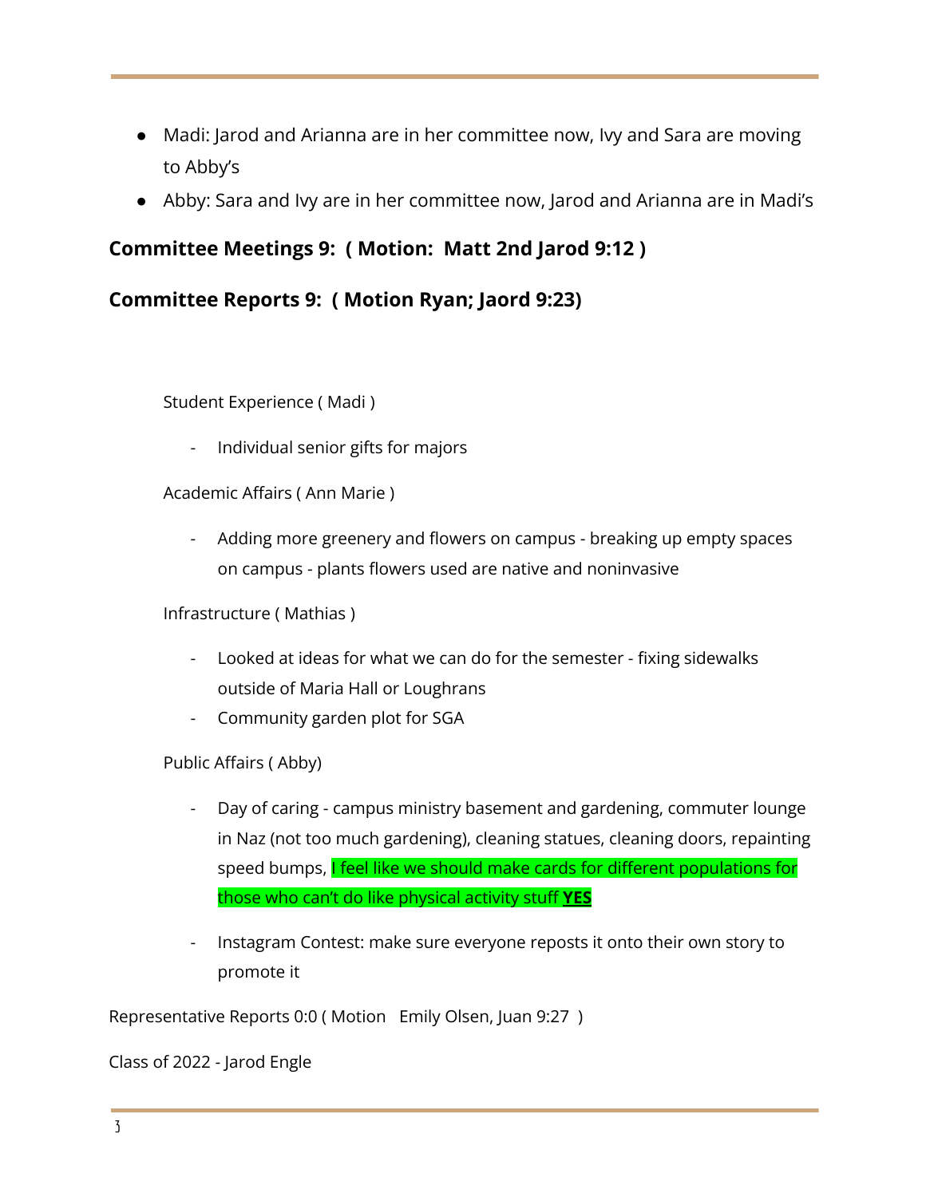- Madi: Jarod and Arianna are in her committee now, Ivy and Sara are moving to Abby's
- Abby: Sara and Ivy are in her committee now, Jarod and Arianna are in Madi's

### **Committee Meetings 9: ( Motion: Matt 2nd Jarod 9:12 )**

### **Committee Reports 9: ( Motion Ryan; Jaord 9:23)**

Student Experience ( Madi )

- Individual senior gifts for majors

Academic Affairs ( Ann Marie )

- Adding more greenery and flowers on campus - breaking up empty spaces on campus - plants flowers used are native and noninvasive

Infrastructure ( Mathias )

- Looked at ideas for what we can do for the semester - fixing sidewalks outside of Maria Hall or Loughrans
- Community garden plot for SGA

Public Affairs ( Abby)

- Day of caring - campus ministry basement and gardening, commuter lounge in Naz (not too much gardening), cleaning statues, cleaning doors, repainting speed bumps, I feel like we should make cards for different populations for those who can't do like physical activity stuff **YES**
- Instagram Contest: make sure everyone reposts it onto their own story to promote it

Representative Reports 0:0 ( Motion Emily Olsen, Juan 9:27 )

Class of 2022 - Jarod Engle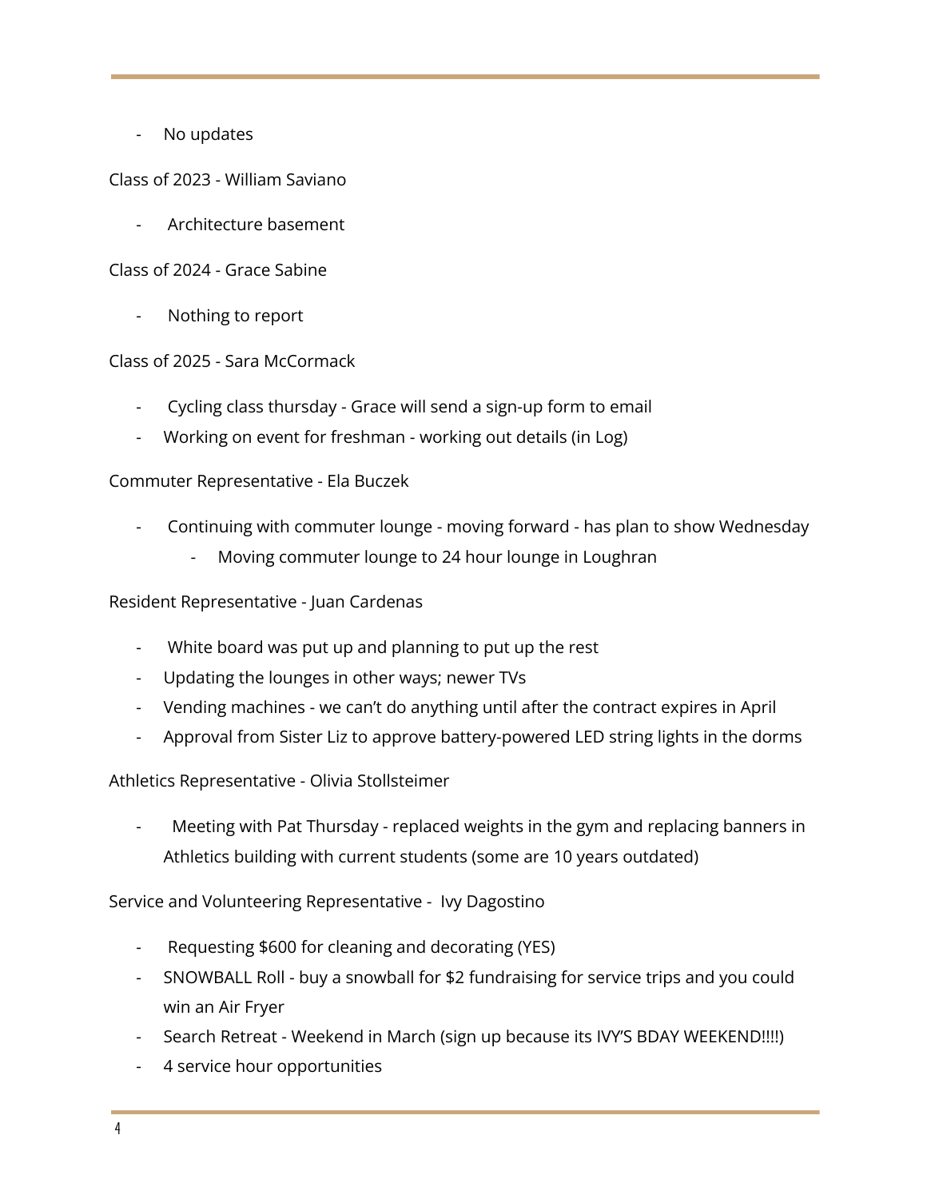- No updates

Class of 2023 - William Saviano

- Architecture basement

Class of 2024 - Grace Sabine

- Nothing to report

Class of 2025 - Sara McCormack

- Cycling class thursday - Grace will send a sign-up form to email
- Working on event for freshman - working out details (in Log)

Commuter Representative - Ela Buczek

- Continuing with commuter lounge - moving forward - has plan to show Wednesday
    - Moving commuter lounge to 24 hour lounge in Loughran

Resident Representative - Juan Cardenas

- White board was put up and planning to put up the rest
- Updating the lounges in other ways; newer TVs
- Vending machines - we can't do anything until after the contract expires in April
- Approval from Sister Liz to approve battery-powered LED string lights in the dorms

Athletics Representative - Olivia Stollsteimer

- Meeting with Pat Thursday - replaced weights in the gym and replacing banners in Athletics building with current students (some are 10 years outdated)

Service and Volunteering Representative - Ivy Dagostino

- Requesting $600 for cleaning and decorating (YES)
- SNOWBALL Roll - buy a snowball for $2 fundraising for service trips and you could win an Air Fryer
- Search Retreat - Weekend in March (sign up because its IVY'S BDAY WEEKEND!!!!)
- 4 service hour opportunities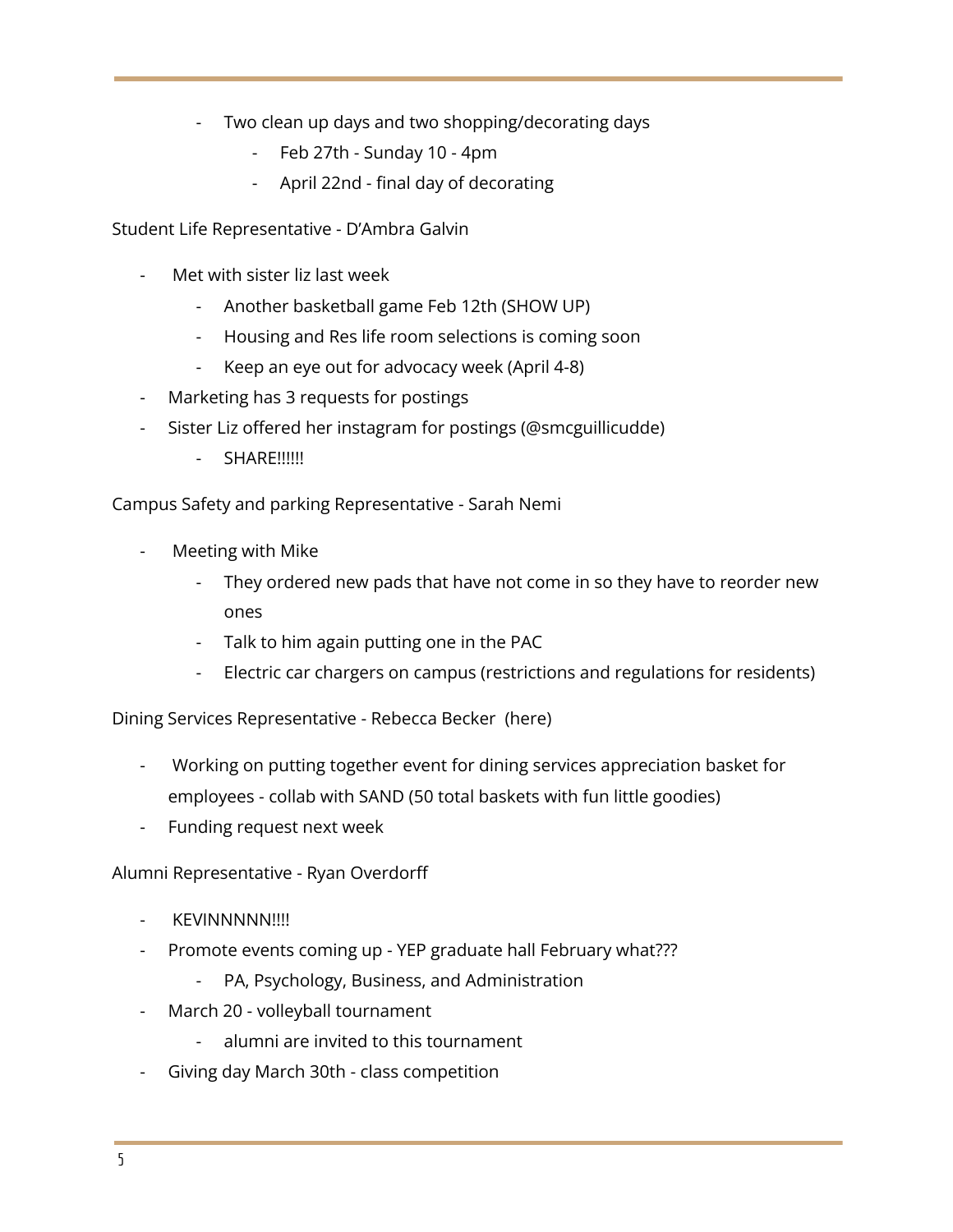- Two clean up days and two shopping/decorating days
        - Feb 27th - Sunday 10 - 4pm
        - April 22nd - final day of decorating

Student Life Representative - D'Ambra Galvin

- Met with sister liz last week
    - Another basketball game Feb 12th (SHOW UP)
    - Housing and Res life room selections is coming soon
    - Keep an eye out for advocacy week (April 4-8)
- Marketing has 3 requests for postings
- Sister Liz offered her instagram for postings (@smcguillicudde)
    - SHARE!!!!!!

Campus Safety and parking Representative - Sarah Nemi

- Meeting with Mike
    - They ordered new pads that have not come in so they have to reorder new ones
    - Talk to him again putting one in the PAC
    - Electric car chargers on campus (restrictions and regulations for residents)

Dining Services Representative - Rebecca Becker (here)

- Working on putting together event for dining services appreciation basket for employees - collab with SAND (50 total baskets with fun little goodies)
- Funding request next week

Alumni Representative - Ryan Overdorff

- KEVINNNNN!!!!
- Promote events coming up - YEP graduate hall February what???
    - PA, Psychology, Business, and Administration
- March 20 - volleyball tournament
    - alumni are invited to this tournament
- Giving day March 30th - class competition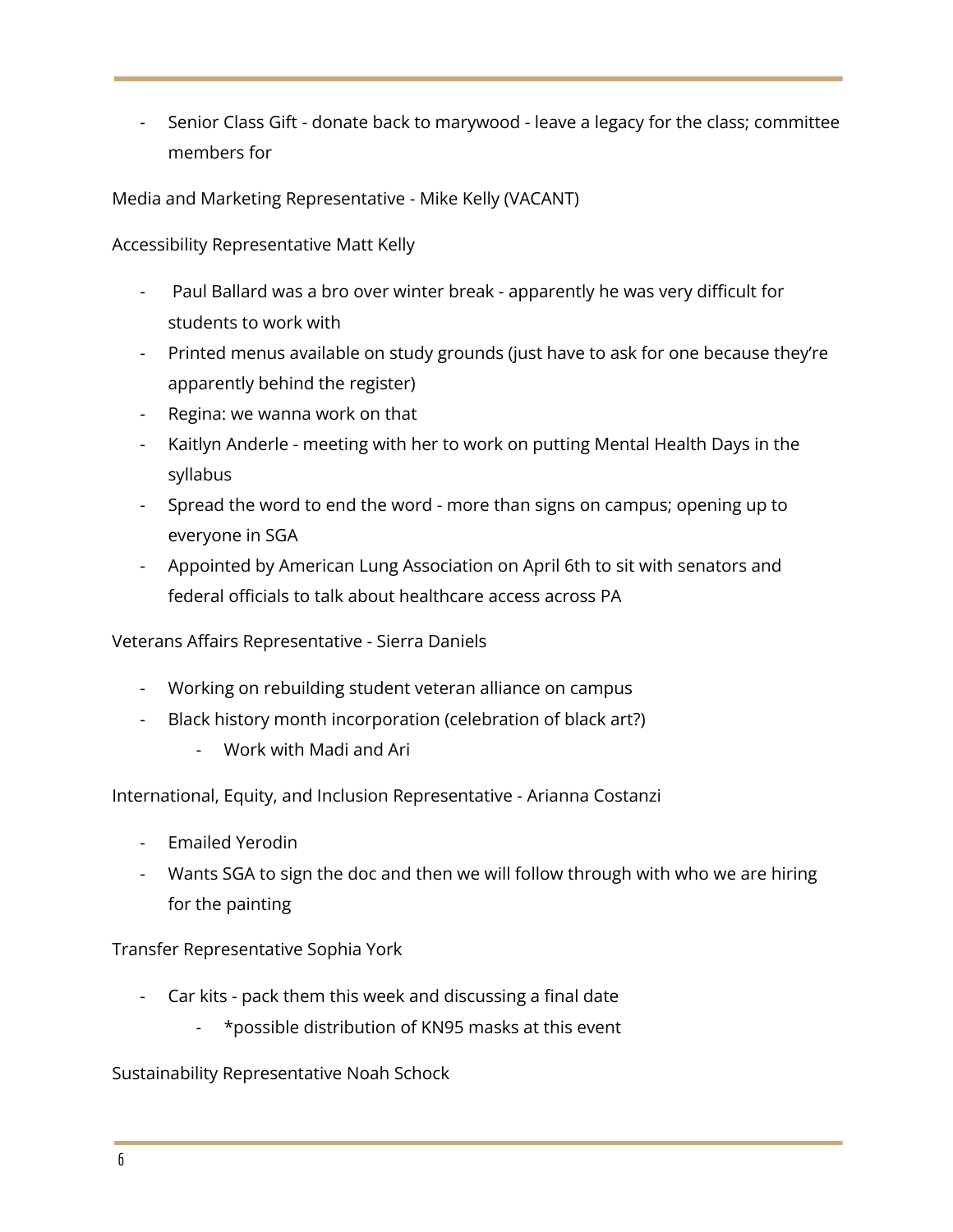- Senior Class Gift - donate back to marywood - leave a legacy for the class; committee members for

Media and Marketing Representative - Mike Kelly (VACANT)

Accessibility Representative Matt Kelly

- Paul Ballard was a bro over winter break - apparently he was very difficult for students to work with
- Printed menus available on study grounds (just have to ask for one because they're apparently behind the register)
- Regina: we wanna work on that
- Kaitlyn Anderle - meeting with her to work on putting Mental Health Days in the syllabus
- Spread the word to end the word - more than signs on campus; opening up to everyone in SGA
- Appointed by American Lung Association on April 6th to sit with senators and federal officials to talk about healthcare access across PA

Veterans Affairs Representative - Sierra Daniels

- Working on rebuilding student veteran alliance on campus
- Black history month incorporation (celebration of black art?)
    - Work with Madi and Ari

International, Equity, and Inclusion Representative - Arianna Costanzi

- Emailed Yerodin
- Wants SGA to sign the doc and then we will follow through with who we are hiring for the painting

Transfer Representative Sophia York

- Car kits - pack them this week and discussing a final date
    - *possible distribution of KN95 masks at this event

Sustainability Representative Noah Schock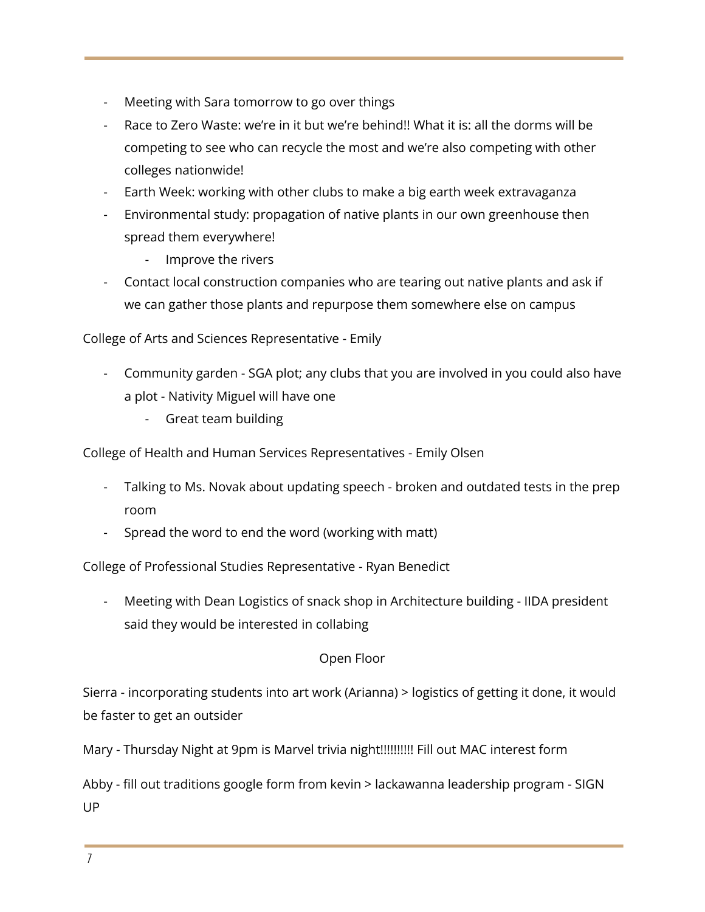- Meeting with Sara tomorrow to go over things
- Race to Zero Waste: we're in it but we're behind!! What it is: all the dorms will be competing to see who can recycle the most and we're also competing with other colleges nationwide!
- Earth Week: working with other clubs to make a big earth week extravaganza
- Environmental study: propagation of native plants in our own greenhouse then spread them everywhere!
    - Improve the rivers
- Contact local construction companies who are tearing out native plants and ask if we can gather those plants and repurpose them somewhere else on campus

College of Arts and Sciences Representative - Emily

- Community garden - SGA plot; any clubs that you are involved in you could also have a plot - Nativity Miguel will have one
    - Great team building

College of Health and Human Services Representatives - Emily Olsen

- Talking to Ms. Novak about updating speech - broken and outdated tests in the prep room
- Spread the word to end the word (working with matt)

College of Professional Studies Representative - Ryan Benedict

- Meeting with Dean Logistics of snack shop in Architecture building - IIDA president said they would be interested in collabing

Open Floor

Sierra - incorporating students into art work (Arianna) > logistics of getting it done, it would be faster to get an outsider

Mary - Thursday Night at 9pm is Marvel trivia night!!!!!!!!!! Fill out MAC interest form

Abby - fill out traditions google form from kevin > lackawanna leadership program - SIGN UP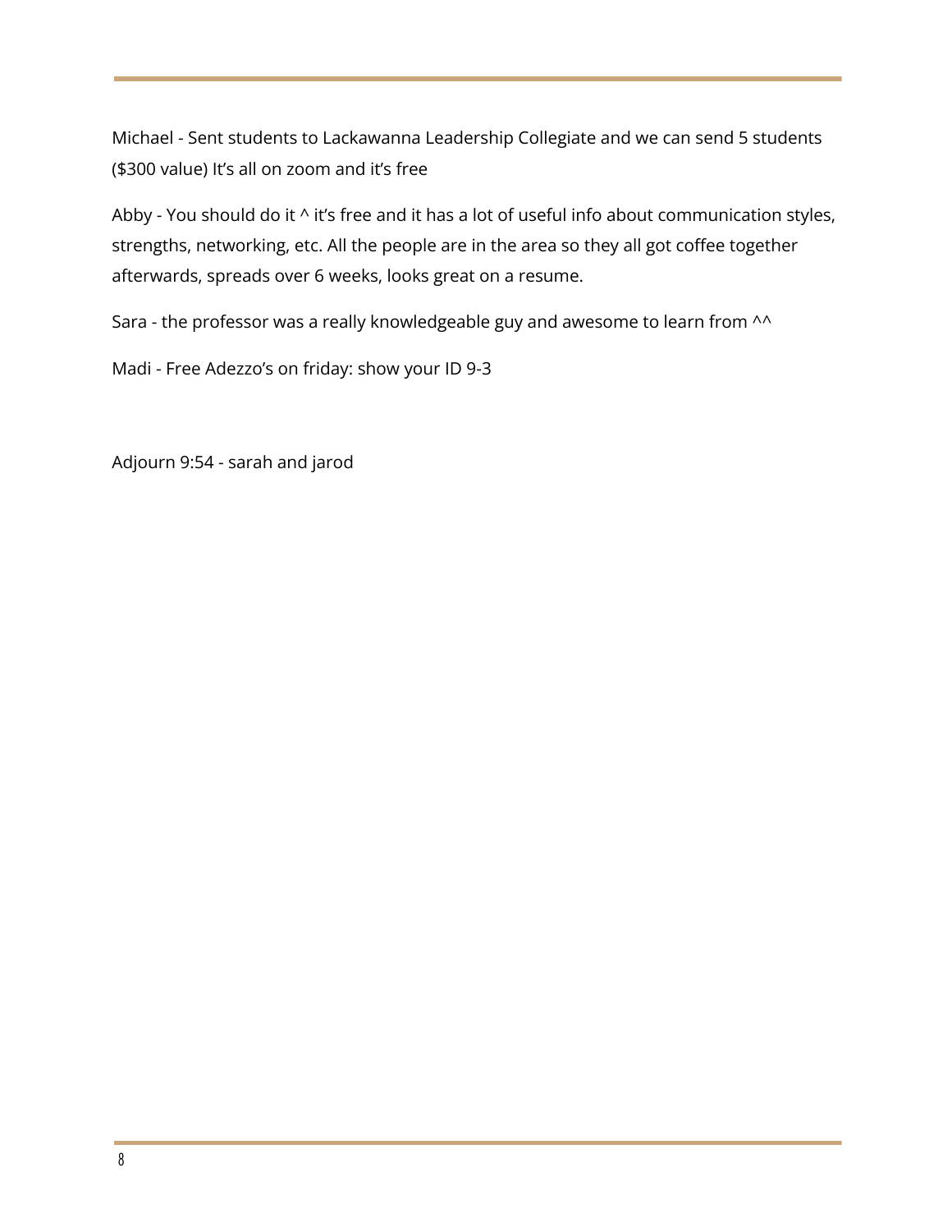Michael - Sent students to Lackawanna Leadership Collegiate and we can send 5 students ($300 value) It's all on zoom and it's free

Abby - You should do it ^ it's free and it has a lot of useful info about communication styles, strengths, networking, etc. All the people are in the area so they all got coffee together afterwards, spreads over 6 weeks, looks great on a resume.

Sara - the professor was a really knowledgeable guy and awesome to learn from ^^

Madi - Free Adezzo's on friday: show your ID 9-3

Adjourn 9:54 - sarah and jarod